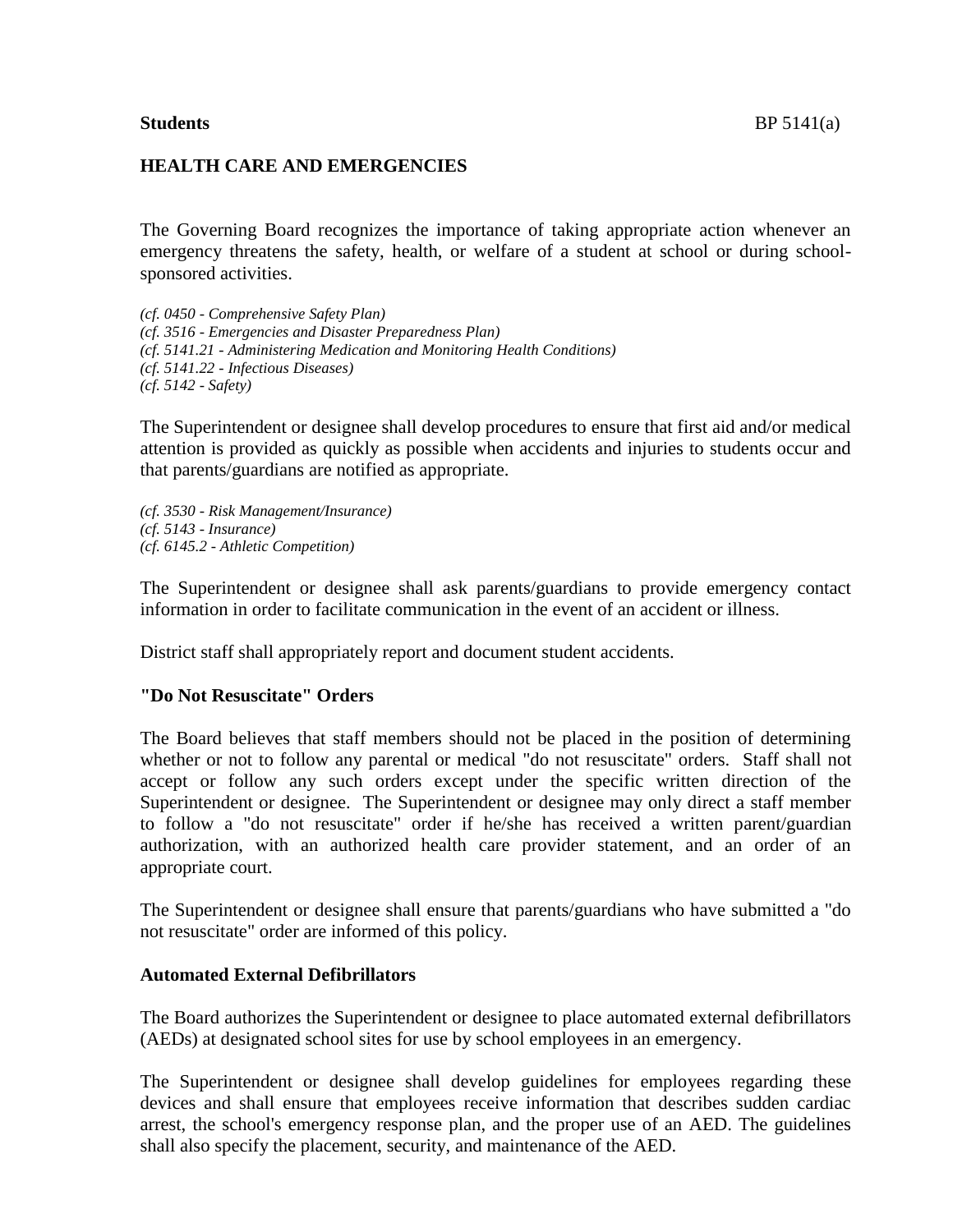**Students** BP 5141(a)

# HEALTH CARE AND EMERGENCIES

The Governing Board recognizes the importance of taking appropriate action whenever an emergency threatens the safety, health, or welfare of a student at school or during school-sponsored activities.

*(cf. 0450 - Comprehensive Safety Plan)*
*(cf. 3516 - Emergencies and Disaster Preparedness Plan)*
*(cf. 5141.21 - Administering Medication and Monitoring Health Conditions)*
*(cf. 5141.22 - Infectious Diseases)*
*(cf. 5142 - Safety)*

The Superintendent or designee shall develop procedures to ensure that first aid and/or medical attention is provided as quickly as possible when accidents and injuries to students occur and that parents/guardians are notified as appropriate.

*(cf. 3530 - Risk Management/Insurance)*
*(cf. 5143 - Insurance)*
*(cf. 6145.2 - Athletic Competition)*

The Superintendent or designee shall ask parents/guardians to provide emergency contact information in order to facilitate communication in the event of an accident or illness.

District staff shall appropriately report and document student accidents.

## "Do Not Resuscitate" Orders

The Board believes that staff members should not be placed in the position of determining whether or not to follow any parental or medical "do not resuscitate" orders. Staff shall not accept or follow any such orders except under the specific written direction of the Superintendent or designee. The Superintendent or designee may only direct a staff member to follow a "do not resuscitate" order if he/she has received a written parent/guardian authorization, with an authorized health care provider statement, and an order of an appropriate court.

The Superintendent or designee shall ensure that parents/guardians who have submitted a "do not resuscitate" order are informed of this policy.

## Automated External Defibrillators

The Board authorizes the Superintendent or designee to place automated external defibrillators (AEDs) at designated school sites for use by school employees in an emergency.

The Superintendent or designee shall develop guidelines for employees regarding these devices and shall ensure that employees receive information that describes sudden cardiac arrest, the school's emergency response plan, and the proper use of an AED. The guidelines shall also specify the placement, security, and maintenance of the AED.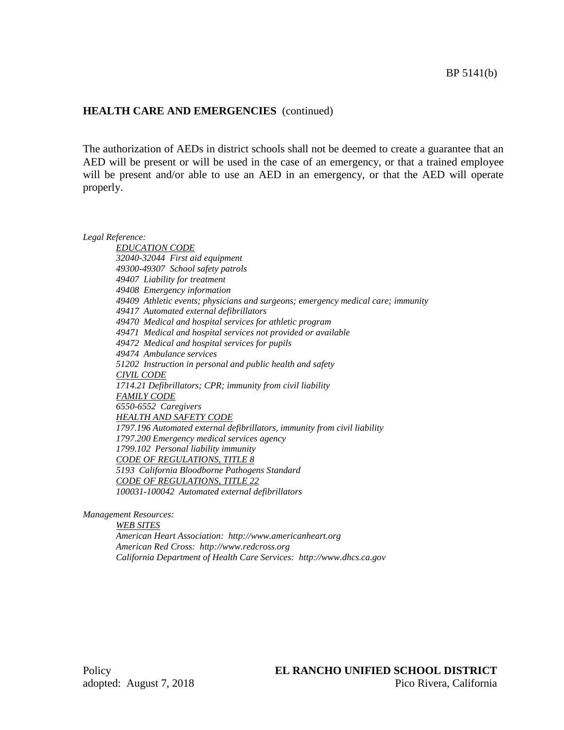## HEALTH CARE AND EMERGENCIES (continued)

The authorization of AEDs in district schools shall not be deemed to create a guarantee that an AED will be present or will be used in the case of an emergency, or that a trained employee will be present and/or able to use an AED in an emergency, or that the AED will operate properly.

*Legal Reference:*

*EDUCATION CODE*
*32040-32044 First aid equipment*
*49300-49307 School safety patrols*
*49407 Liability for treatment*
*49408 Emergency information*
*49409 Athletic events; physicians and surgeons; emergency medical care; immunity*
*49417 Automated external defibrillators*
*49470 Medical and hospital services for athletic program*
*49471 Medical and hospital services not provided or available*
*49472 Medical and hospital services for pupils*
*49474 Ambulance services*
*51202 Instruction in personal and public health and safety*
*CIVIL CODE*
*1714.21 Defibrillators; CPR; immunity from civil liability*
*FAMILY CODE*
*6550-6552 Caregivers*
*HEALTH AND SAFETY CODE*
*1797.196 Automated external defibrillators, immunity from civil liability*
*1797.200 Emergency medical services agency*
*1799.102 Personal liability immunity*
*CODE OF REGULATIONS, TITLE 8*
*5193 California Bloodborne Pathogens Standard*
*CODE OF REGULATIONS, TITLE 22*
*100031-100042 Automated external defibrillators*

*Management Resources:*

*WEB SITES*
*American Heart Association: http://www.americanheart.org*
*American Red Cross: http://www.redcross.org*
*California Department of Health Care Services: http://www.dhcs.ca.gov*

Policy
adopted: August 7, 2018

**EL RANCHO UNIFIED SCHOOL DISTRICT**
Pico Rivera, California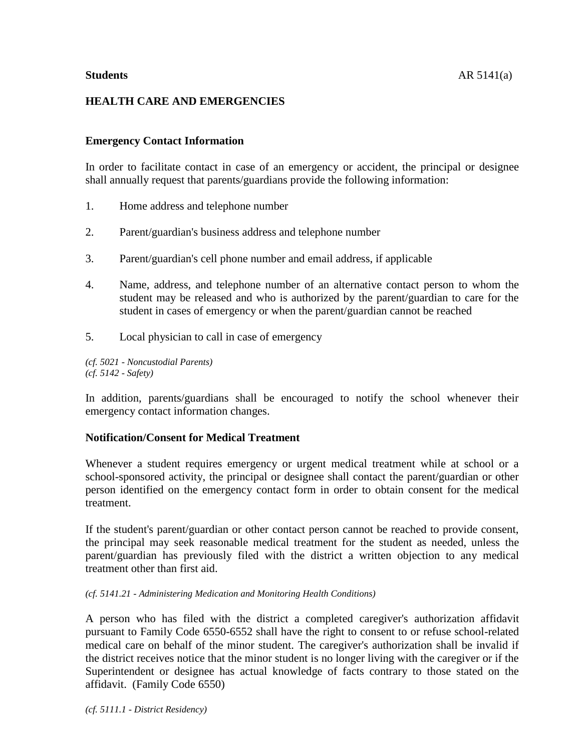**Students** AR 5141(a)

## HEALTH CARE AND EMERGENCIES

### Emergency Contact Information

In order to facilitate contact in case of an emergency or accident, the principal or designee shall annually request that parents/guardians provide the following information:

1. Home address and telephone number

2. Parent/guardian's business address and telephone number

3. Parent/guardian's cell phone number and email address, if applicable

4. Name, address, and telephone number of an alternative contact person to whom the student may be released and who is authorized by the parent/guardian to care for the student in cases of emergency or when the parent/guardian cannot be reached

5. Local physician to call in case of emergency

*(cf. 5021 - Noncustodial Parents)*
*(cf. 5142 - Safety)*

In addition, parents/guardians shall be encouraged to notify the school whenever their emergency contact information changes.

### Notification/Consent for Medical Treatment

Whenever a student requires emergency or urgent medical treatment while at school or a school-sponsored activity, the principal or designee shall contact the parent/guardian or other person identified on the emergency contact form in order to obtain consent for the medical treatment.

If the student's parent/guardian or other contact person cannot be reached to provide consent, the principal may seek reasonable medical treatment for the student as needed, unless the parent/guardian has previously filed with the district a written objection to any medical treatment other than first aid.

*(cf. 5141.21 - Administering Medication and Monitoring Health Conditions)*

A person who has filed with the district a completed caregiver's authorization affidavit pursuant to Family Code 6550-6552 shall have the right to consent to or refuse school-related medical care on behalf of the minor student. The caregiver's authorization shall be invalid if the district receives notice that the minor student is no longer living with the caregiver or if the Superintendent or designee has actual knowledge of facts contrary to those stated on the affidavit. (Family Code 6550)

*(cf. 5111.1 - District Residency)*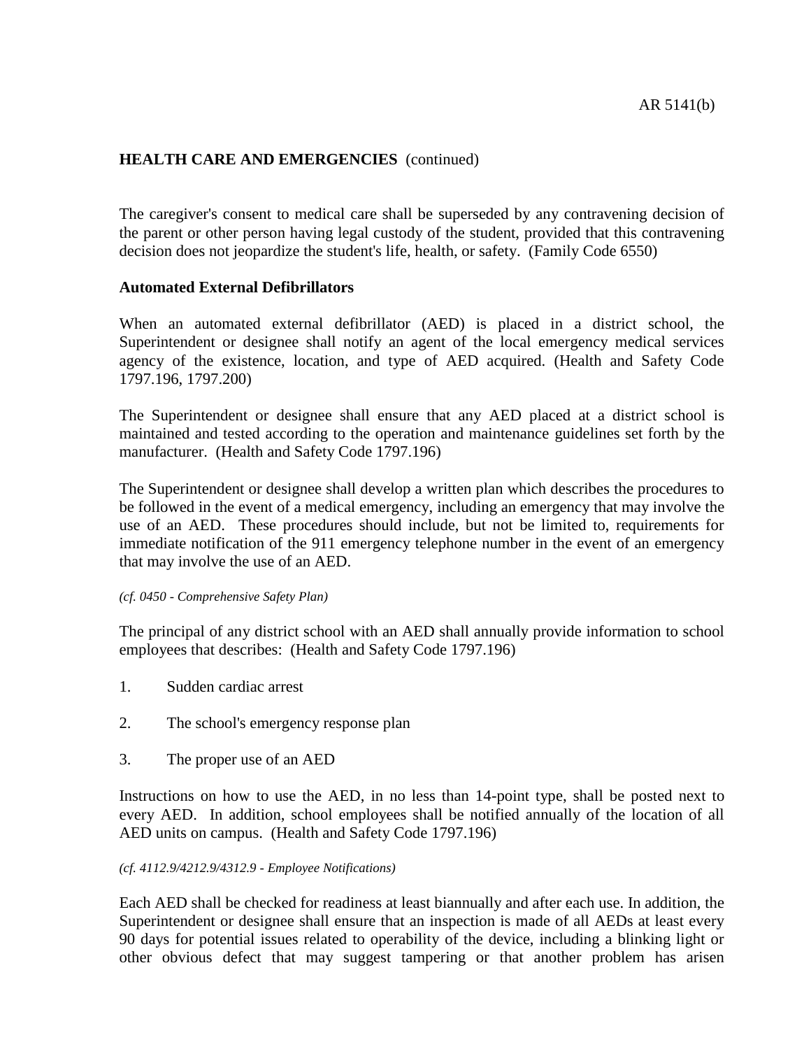The caregiver's consent to medical care shall be superseded by any contravening decision of the parent or other person having legal custody of the student, provided that this contravening decision does not jeopardize the student's life, health, or safety. (Family Code 6550)

**Automated External Defibrillators**

When an automated external defibrillator (AED) is placed in a district school, the Superintendent or designee shall notify an agent of the local emergency medical services agency of the existence, location, and type of AED acquired. (Health and Safety Code 1797.196, 1797.200)

The Superintendent or designee shall ensure that any AED placed at a district school is maintained and tested according to the operation and maintenance guidelines set forth by the manufacturer. (Health and Safety Code 1797.196)

The Superintendent or designee shall develop a written plan which describes the procedures to be followed in the event of a medical emergency, including an emergency that may involve the use of an AED. These procedures should include, but not be limited to, requirements for immediate notification of the 911 emergency telephone number in the event of an emergency that may involve the use of an AED.

*(cf. 0450 - Comprehensive Safety Plan)*

The principal of any district school with an AED shall annually provide information to school employees that describes: (Health and Safety Code 1797.196)

1. Sudden cardiac arrest
2. The school's emergency response plan
3. The proper use of an AED

Instructions on how to use the AED, in no less than 14-point type, shall be posted next to every AED. In addition, school employees shall be notified annually of the location of all AED units on campus. (Health and Safety Code 1797.196)

*(cf. 4112.9/4212.9/4312.9 - Employee Notifications)*

Each AED shall be checked for readiness at least biannually and after each use. In addition, the Superintendent or designee shall ensure that an inspection is made of all AEDs at least every 90 days for potential issues related to operability of the device, including a blinking light or other obvious defect that may suggest tampering or that another problem has arisen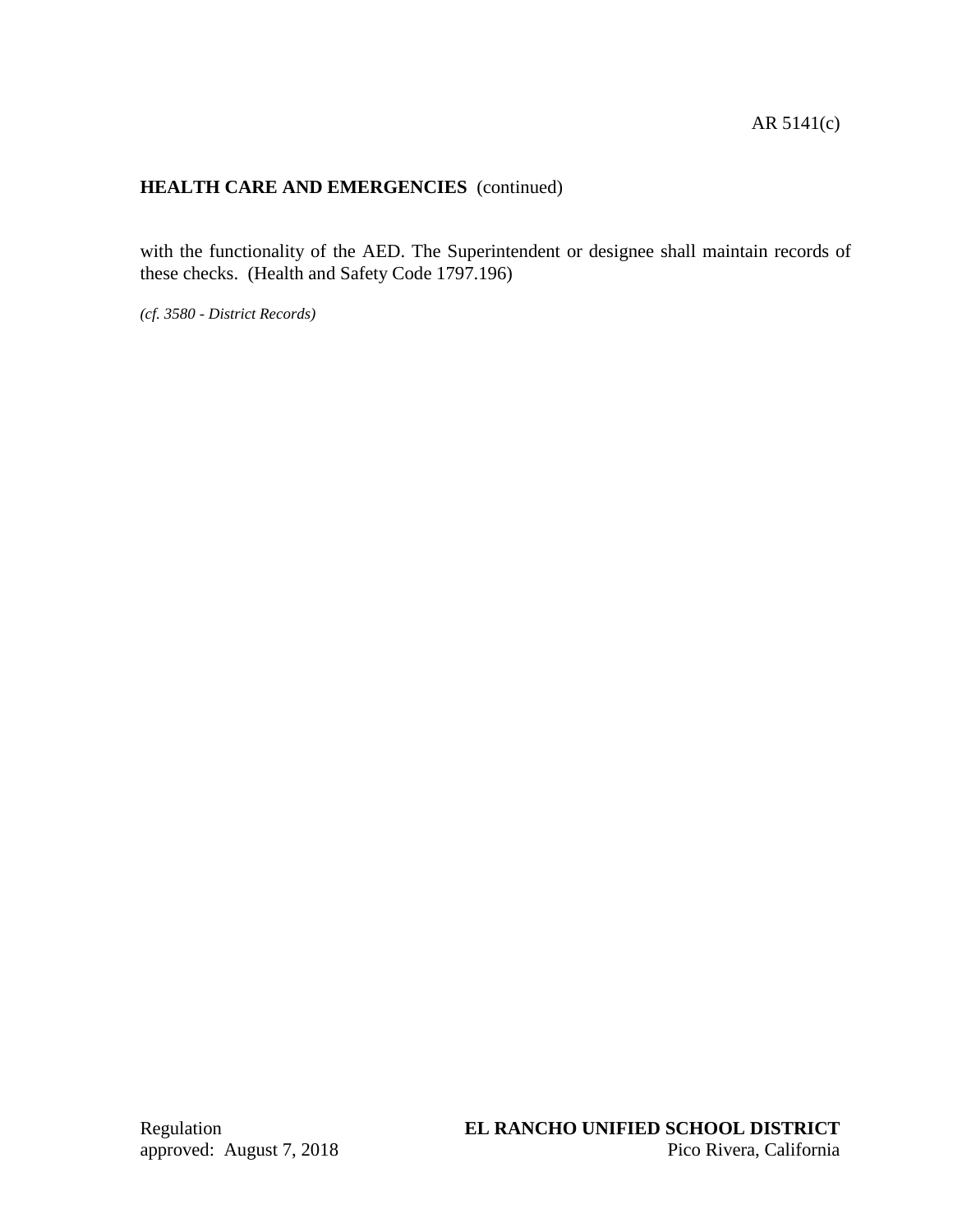with the functionality of the AED. The Superintendent or designee shall maintain records of these checks. (Health and Safety Code 1797.196)

*(cf. 3580 - District Records)*

Regulation
approved: August 7, 2018

**EL RANCHO UNIFIED SCHOOL DISTRICT**
Pico Rivera, California